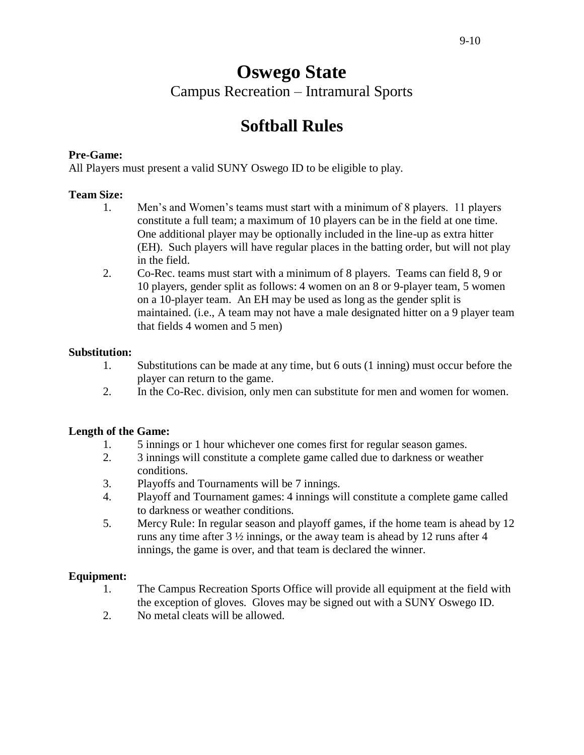# Oswego State

Campus Recreation – Intramural Sports

## Softball Rules

**Pre-Game:**

All Players must present a valid SUNY Oswego ID to be eligible to play.

**Team Size:**

1. Men's and Women's teams must start with a minimum of 8 players. 11 players constitute a full team; a maximum of 10 players can be in the field at one time. One additional player may be optionally included in the line-up as extra hitter (EH). Such players will have regular places in the batting order, but will not play in the field.
2. Co-Rec. teams must start with a minimum of 8 players. Teams can field 8, 9 or 10 players, gender split as follows: 4 women on an 8 or 9-player team, 5 women on a 10-player team. An EH may be used as long as the gender split is maintained. (i.e., A team may not have a male designated hitter on a 9 player team that fields 4 women and 5 men)

**Substitution:**

1. Substitutions can be made at any time, but 6 outs (1 inning) must occur before the player can return to the game.
2. In the Co-Rec. division, only men can substitute for men and women for women.

**Length of the Game:**

1. 5 innings or 1 hour whichever one comes first for regular season games.
2. 3 innings will constitute a complete game called due to darkness or weather conditions.
3. Playoffs and Tournaments will be 7 innings.
4. Playoff and Tournament games: 4 innings will constitute a complete game called to darkness or weather conditions.
5. Mercy Rule: In regular season and playoff games, if the home team is ahead by 12 runs any time after 3 ½ innings, or the away team is ahead by 12 runs after 4 innings, the game is over, and that team is declared the winner.

**Equipment:**

1. The Campus Recreation Sports Office will provide all equipment at the field with the exception of gloves. Gloves may be signed out with a SUNY Oswego ID.
2. No metal cleats will be allowed.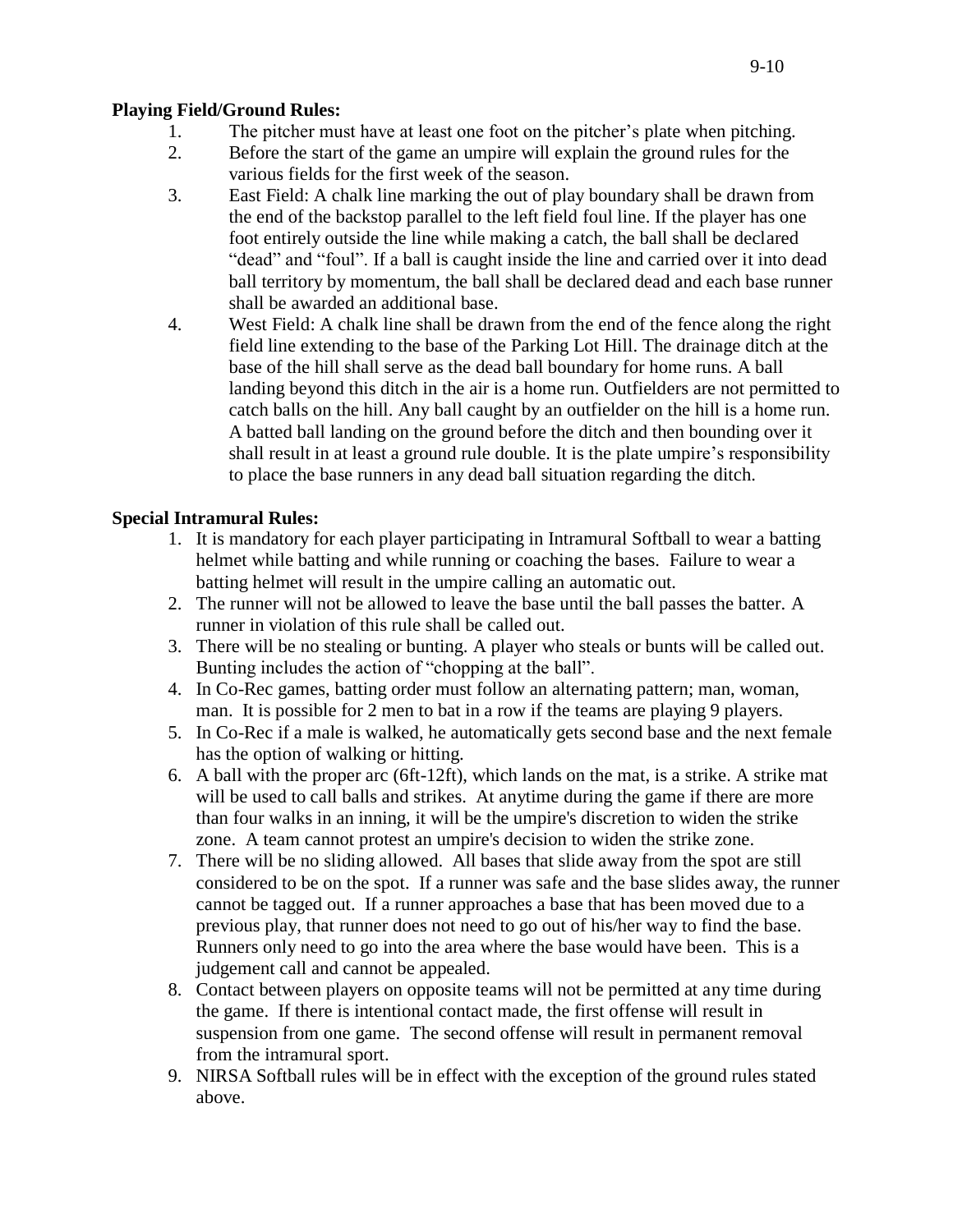**Playing Field/Ground Rules:**

1. The pitcher must have at least one foot on the pitcher's plate when pitching.
2. Before the start of the game an umpire will explain the ground rules for the various fields for the first week of the season.
3. East Field: A chalk line marking the out of play boundary shall be drawn from the end of the backstop parallel to the left field foul line. If the player has one foot entirely outside the line while making a catch, the ball shall be declared "dead" and "foul". If a ball is caught inside the line and carried over it into dead ball territory by momentum, the ball shall be declared dead and each base runner shall be awarded an additional base.
4. West Field: A chalk line shall be drawn from the end of the fence along the right field line extending to the base of the Parking Lot Hill. The drainage ditch at the base of the hill shall serve as the dead ball boundary for home runs. A ball landing beyond this ditch in the air is a home run. Outfielders are not permitted to catch balls on the hill. Any ball caught by an outfielder on the hill is a home run. A batted ball landing on the ground before the ditch and then bounding over it shall result in at least a ground rule double. It is the plate umpire's responsibility to place the base runners in any dead ball situation regarding the ditch.

**Special Intramural Rules:**

1. It is mandatory for each player participating in Intramural Softball to wear a batting helmet while batting and while running or coaching the bases. Failure to wear a batting helmet will result in the umpire calling an automatic out.
2. The runner will not be allowed to leave the base until the ball passes the batter. A runner in violation of this rule shall be called out.
3. There will be no stealing or bunting. A player who steals or bunts will be called out. Bunting includes the action of "chopping at the ball".
4. In Co-Rec games, batting order must follow an alternating pattern; man, woman, man. It is possible for 2 men to bat in a row if the teams are playing 9 players.
5. In Co-Rec if a male is walked, he automatically gets second base and the next female has the option of walking or hitting.
6. A ball with the proper arc (6ft-12ft), which lands on the mat, is a strike. A strike mat will be used to call balls and strikes. At anytime during the game if there are more than four walks in an inning, it will be the umpire's discretion to widen the strike zone. A team cannot protest an umpire's decision to widen the strike zone.
7. There will be no sliding allowed. All bases that slide away from the spot are still considered to be on the spot. If a runner was safe and the base slides away, the runner cannot be tagged out. If a runner approaches a base that has been moved due to a previous play, that runner does not need to go out of his/her way to find the base. Runners only need to go into the area where the base would have been. This is a judgement call and cannot be appealed.
8. Contact between players on opposite teams will not be permitted at any time during the game. If there is intentional contact made, the first offense will result in suspension from one game. The second offense will result in permanent removal from the intramural sport.
9. NIRSA Softball rules will be in effect with the exception of the ground rules stated above.